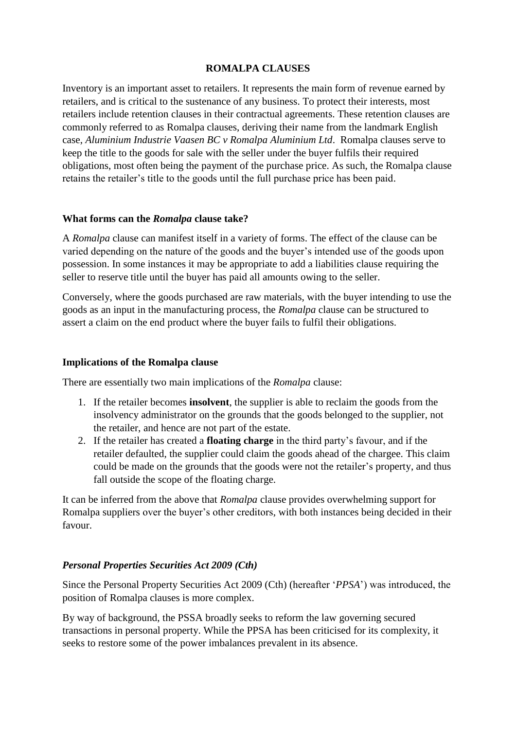# ROMALPA CLAUSES

Inventory is an important asset to retailers. It represents the main form of revenue earned by retailers, and is critical to the sustenance of any business. To protect their interests, most retailers include retention clauses in their contractual agreements. These retention clauses are commonly referred to as Romalpa clauses, deriving their name from the landmark English case, *Aluminium Industrie Vaasen BC v Romalpa Aluminium Ltd*. Romalpa clauses serve to keep the title to the goods for sale with the seller under the buyer fulfils their required obligations, most often being the payment of the purchase price. As such, the Romalpa clause retains the retailer's title to the goods until the full purchase price has been paid.

## What forms can the *Romalpa* clause take?

A *Romalpa* clause can manifest itself in a variety of forms. The effect of the clause can be varied depending on the nature of the goods and the buyer's intended use of the goods upon possession. In some instances it may be appropriate to add a liabilities clause requiring the seller to reserve title until the buyer has paid all amounts owing to the seller.

Conversely, where the goods purchased are raw materials, with the buyer intending to use the goods as an input in the manufacturing process, the *Romalpa* clause can be structured to assert a claim on the end product where the buyer fails to fulfil their obligations.

## Implications of the Romalpa clause

There are essentially two main implications of the *Romalpa* clause:

1. If the retailer becomes **insolvent**, the supplier is able to reclaim the goods from the insolvency administrator on the grounds that the goods belonged to the supplier, not the retailer, and hence are not part of the estate.
2. If the retailer has created a **floating charge** in the third party's favour, and if the retailer defaulted, the supplier could claim the goods ahead of the chargee. This claim could be made on the grounds that the goods were not the retailer's property, and thus fall outside the scope of the floating charge.

It can be inferred from the above that *Romalpa* clause provides overwhelming support for Romalpa suppliers over the buyer's other creditors, with both instances being decided in their favour.

## *Personal Properties Securities Act 2009 (Cth)*

Since the Personal Property Securities Act 2009 (Cth) (hereafter '*PPSA*') was introduced, the position of Romalpa clauses is more complex.

By way of background, the PSSA broadly seeks to reform the law governing secured transactions in personal property. While the PPSA has been criticised for its complexity, it seeks to restore some of the power imbalances prevalent in its absence.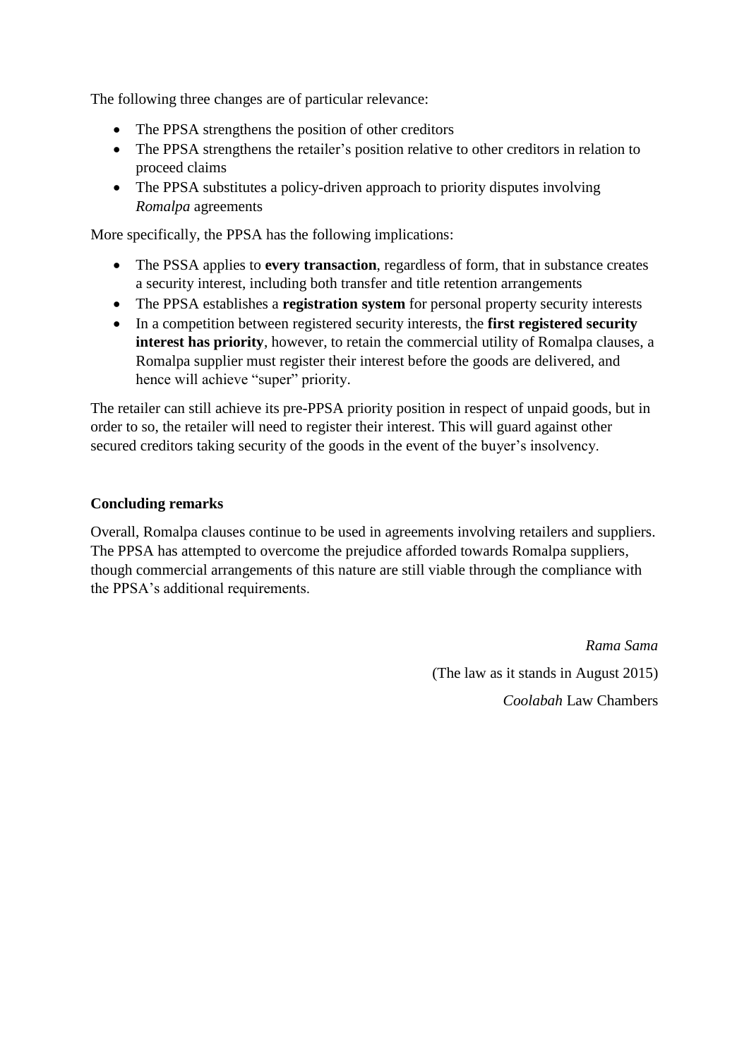The following three changes are of particular relevance:

- The PPSA strengthens the position of other creditors
- The PPSA strengthens the retailer's position relative to other creditors in relation to proceed claims
- The PPSA substitutes a policy-driven approach to priority disputes involving *Romalpa* agreements

More specifically, the PPSA has the following implications:

- The PSSA applies to **every transaction**, regardless of form, that in substance creates a security interest, including both transfer and title retention arrangements
- The PPSA establishes a **registration system** for personal property security interests
- In a competition between registered security interests, the **first registered security interest has priority**, however, to retain the commercial utility of Romalpa clauses, a Romalpa supplier must register their interest before the goods are delivered, and hence will achieve "super" priority.

The retailer can still achieve its pre-PPSA priority position in respect of unpaid goods, but in order to so, the retailer will need to register their interest. This will guard against other secured creditors taking security of the goods in the event of the buyer's insolvency.

**Concluding remarks**

Overall, Romalpa clauses continue to be used in agreements involving retailers and suppliers. The PPSA has attempted to overcome the prejudice afforded towards Romalpa suppliers, though commercial arrangements of this nature are still viable through the compliance with the PPSA's additional requirements.

*Rama Sama*

(The law as it stands in August 2015)

*Coolabah* Law Chambers